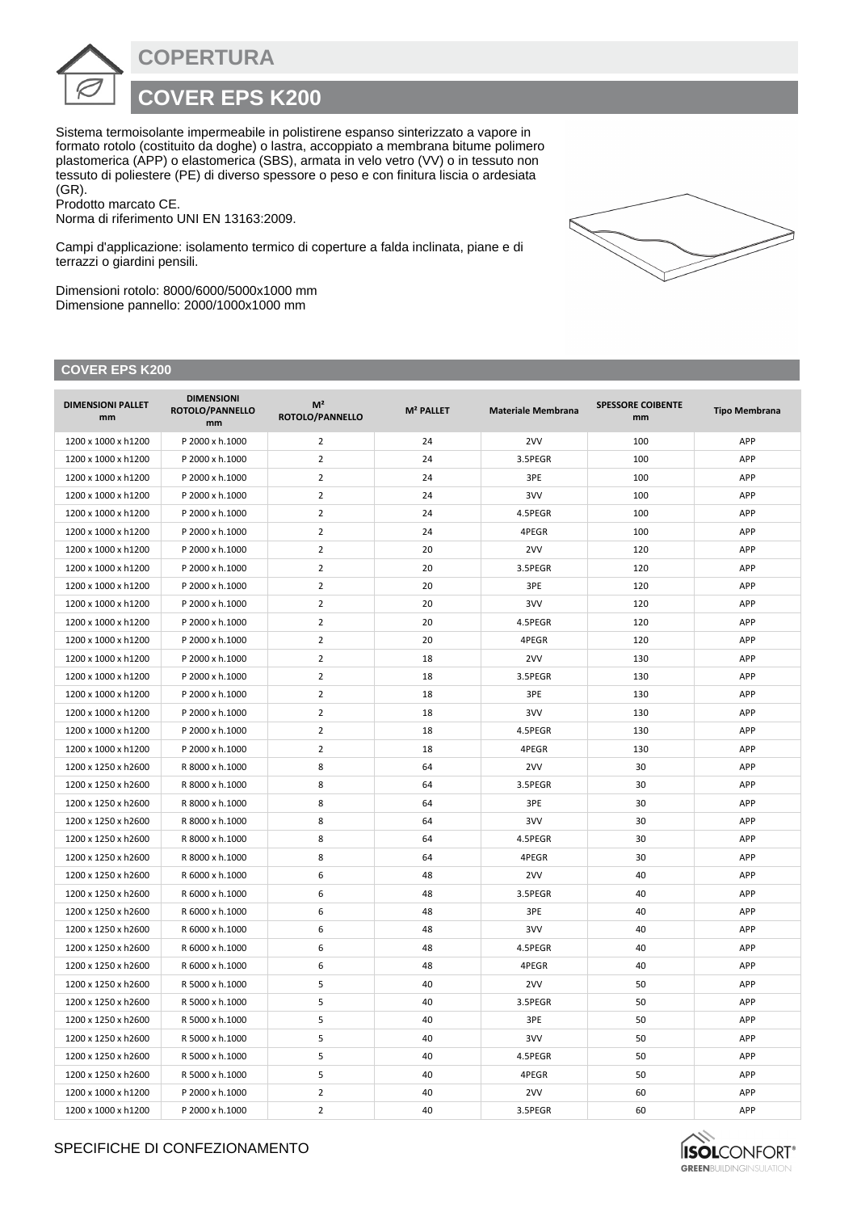# COPERTURA

## COVER EPS K200

Sistema termoisolante impermeabile in polistirene espanso sinterizzato a vapore in formato rotolo (costituito da doghe) o lastra, accoppiato a membrana bitume polimero plastomerica (APP) o elastomerica (SBS), armata in velo vetro (VV) o in tessuto non tessuto di poliestere (PE) di diverso spessore o peso e con finitura liscia o ardesiata (GR).
Prodotto marcato CE.
Norma di riferimento UNI EN 13163:2009.

Campi d'applicazione: isolamento termico di coperture a falda inclinata, piane e di terrazzi o giardini pensili.

Dimensioni rotolo: 8000/6000/5000x1000 mm
Dimensione pannello: 2000/1000x1000 mm

### COVER EPS K200

| DIMENSIONI PALLET mm | DIMENSIONI ROTOLO/PANNELLO mm | M² ROTOLO/PANNELLO | M² PALLET | Materiale Membrana | SPESSORE COIBENTE mm | Tipo Membrana |
|---|---|---|---|---|---|---|
| 1200 x 1000 x h1200 | P 2000 x h.1000 | 2 | 24 | 2VV | 100 | APP |
| 1200 x 1000 x h1200 | P 2000 x h.1000 | 2 | 24 | 3.5PEGR | 100 | APP |
| 1200 x 1000 x h1200 | P 2000 x h.1000 | 2 | 24 | 3PE | 100 | APP |
| 1200 x 1000 x h1200 | P 2000 x h.1000 | 2 | 24 | 3VV | 100 | APP |
| 1200 x 1000 x h1200 | P 2000 x h.1000 | 2 | 24 | 4.5PEGR | 100 | APP |
| 1200 x 1000 x h1200 | P 2000 x h.1000 | 2 | 24 | 4PEGR | 100 | APP |
| 1200 x 1000 x h1200 | P 2000 x h.1000 | 2 | 20 | 2VV | 120 | APP |
| 1200 x 1000 x h1200 | P 2000 x h.1000 | 2 | 20 | 3.5PEGR | 120 | APP |
| 1200 x 1000 x h1200 | P 2000 x h.1000 | 2 | 20 | 3PE | 120 | APP |
| 1200 x 1000 x h1200 | P 2000 x h.1000 | 2 | 20 | 3VV | 120 | APP |
| 1200 x 1000 x h1200 | P 2000 x h.1000 | 2 | 20 | 4.5PEGR | 120 | APP |
| 1200 x 1000 x h1200 | P 2000 x h.1000 | 2 | 20 | 4PEGR | 120 | APP |
| 1200 x 1000 x h1200 | P 2000 x h.1000 | 2 | 18 | 2VV | 130 | APP |
| 1200 x 1000 x h1200 | P 2000 x h.1000 | 2 | 18 | 3.5PEGR | 130 | APP |
| 1200 x 1000 x h1200 | P 2000 x h.1000 | 2 | 18 | 3PE | 130 | APP |
| 1200 x 1000 x h1200 | P 2000 x h.1000 | 2 | 18 | 3VV | 130 | APP |
| 1200 x 1000 x h1200 | P 2000 x h.1000 | 2 | 18 | 4.5PEGR | 130 | APP |
| 1200 x 1000 x h1200 | P 2000 x h.1000 | 2 | 18 | 4PEGR | 130 | APP |
| 1200 x 1250 x h2600 | R 8000 x h.1000 | 8 | 64 | 2VV | 30 | APP |
| 1200 x 1250 x h2600 | R 8000 x h.1000 | 8 | 64 | 3.5PEGR | 30 | APP |
| 1200 x 1250 x h2600 | R 8000 x h.1000 | 8 | 64 | 3PE | 30 | APP |
| 1200 x 1250 x h2600 | R 8000 x h.1000 | 8 | 64 | 3VV | 30 | APP |
| 1200 x 1250 x h2600 | R 8000 x h.1000 | 8 | 64 | 4.5PEGR | 30 | APP |
| 1200 x 1250 x h2600 | R 8000 x h.1000 | 8 | 64 | 4PEGR | 30 | APP |
| 1200 x 1250 x h2600 | R 6000 x h.1000 | 6 | 48 | 2VV | 40 | APP |
| 1200 x 1250 x h2600 | R 6000 x h.1000 | 6 | 48 | 3.5PEGR | 40 | APP |
| 1200 x 1250 x h2600 | R 6000 x h.1000 | 6 | 48 | 3PE | 40 | APP |
| 1200 x 1250 x h2600 | R 6000 x h.1000 | 6 | 48 | 3VV | 40 | APP |
| 1200 x 1250 x h2600 | R 6000 x h.1000 | 6 | 48 | 4.5PEGR | 40 | APP |
| 1200 x 1250 x h2600 | R 6000 x h.1000 | 6 | 48 | 4PEGR | 40 | APP |
| 1200 x 1250 x h2600 | R 5000 x h.1000 | 5 | 40 | 2VV | 50 | APP |
| 1200 x 1250 x h2600 | R 5000 x h.1000 | 5 | 40 | 3.5PEGR | 50 | APP |
| 1200 x 1250 x h2600 | R 5000 x h.1000 | 5 | 40 | 3PE | 50 | APP |
| 1200 x 1250 x h2600 | R 5000 x h.1000 | 5 | 40 | 3VV | 50 | APP |
| 1200 x 1250 x h2600 | R 5000 x h.1000 | 5 | 40 | 4.5PEGR | 50 | APP |
| 1200 x 1250 x h2600 | R 5000 x h.1000 | 5 | 40 | 4PEGR | 50 | APP |
| 1200 x 1000 x h1200 | P 2000 x h.1000 | 2 | 40 | 2VV | 60 | APP |
| 1200 x 1000 x h1200 | P 2000 x h.1000 | 2 | 40 | 3.5PEGR | 60 | APP |

SPECIFICHE DI CONFEZIONAMENTO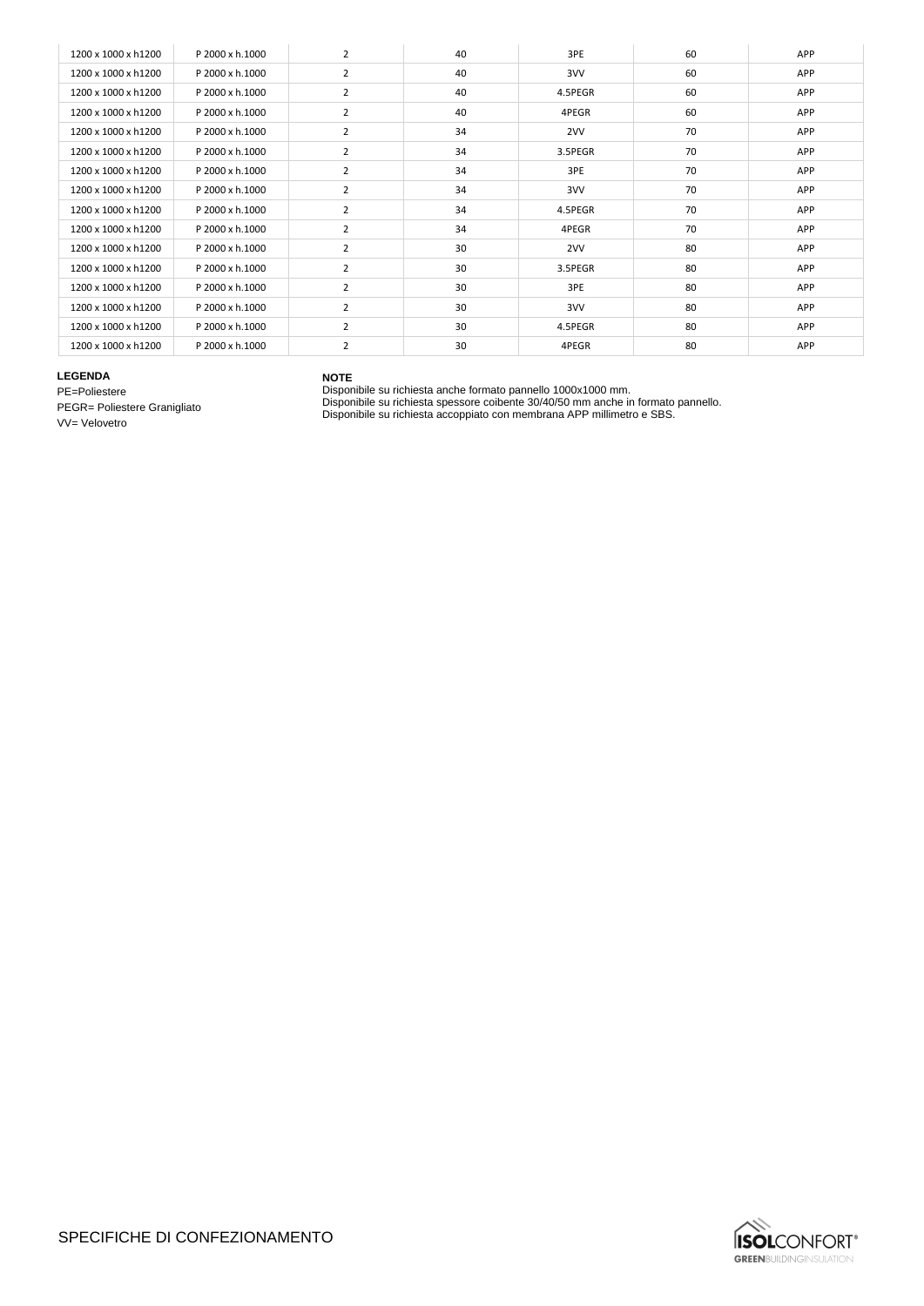| | | | | | | |
|---|---|---|---|---|---|---|
| 1200 x 1000 x h1200 | P 2000 x h.1000 | 2 | 40 | 3PE | 60 | APP |
| 1200 x 1000 x h1200 | P 2000 x h.1000 | 2 | 40 | 3VV | 60 | APP |
| 1200 x 1000 x h1200 | P 2000 x h.1000 | 2 | 40 | 4.5PEGR | 60 | APP |
| 1200 x 1000 x h1200 | P 2000 x h.1000 | 2 | 40 | 4PEGR | 60 | APP |
| 1200 x 1000 x h1200 | P 2000 x h.1000 | 2 | 34 | 2VV | 70 | APP |
| 1200 x 1000 x h1200 | P 2000 x h.1000 | 2 | 34 | 3.5PEGR | 70 | APP |
| 1200 x 1000 x h1200 | P 2000 x h.1000 | 2 | 34 | 3PE | 70 | APP |
| 1200 x 1000 x h1200 | P 2000 x h.1000 | 2 | 34 | 3VV | 70 | APP |
| 1200 x 1000 x h1200 | P 2000 x h.1000 | 2 | 34 | 4.5PEGR | 70 | APP |
| 1200 x 1000 x h1200 | P 2000 x h.1000 | 2 | 34 | 4PEGR | 70 | APP |
| 1200 x 1000 x h1200 | P 2000 x h.1000 | 2 | 30 | 2VV | 80 | APP |
| 1200 x 1000 x h1200 | P 2000 x h.1000 | 2 | 30 | 3.5PEGR | 80 | APP |
| 1200 x 1000 x h1200 | P 2000 x h.1000 | 2 | 30 | 3PE | 80 | APP |
| 1200 x 1000 x h1200 | P 2000 x h.1000 | 2 | 30 | 3VV | 80 | APP |
| 1200 x 1000 x h1200 | P 2000 x h.1000 | 2 | 30 | 4.5PEGR | 80 | APP |
| 1200 x 1000 x h1200 | P 2000 x h.1000 | 2 | 30 | 4PEGR | 80 | APP |

**LEGENDA**

PE=Poliestere

PEGR= Poliestere Granigliato

VV= Velovetro

**NOTE**

Disponibile su richiesta anche formato pannello 1000x1000 mm.
Disponibile su richiesta spessore coibente 30/40/50 mm anche in formato pannello.
Disponibile su richiesta accoppiato con membrana APP millimetro e SBS.

SPECIFICHE DI CONFEZIONAMENTO

ISOLCONFORT®
GREENBUILDINGINSULATION